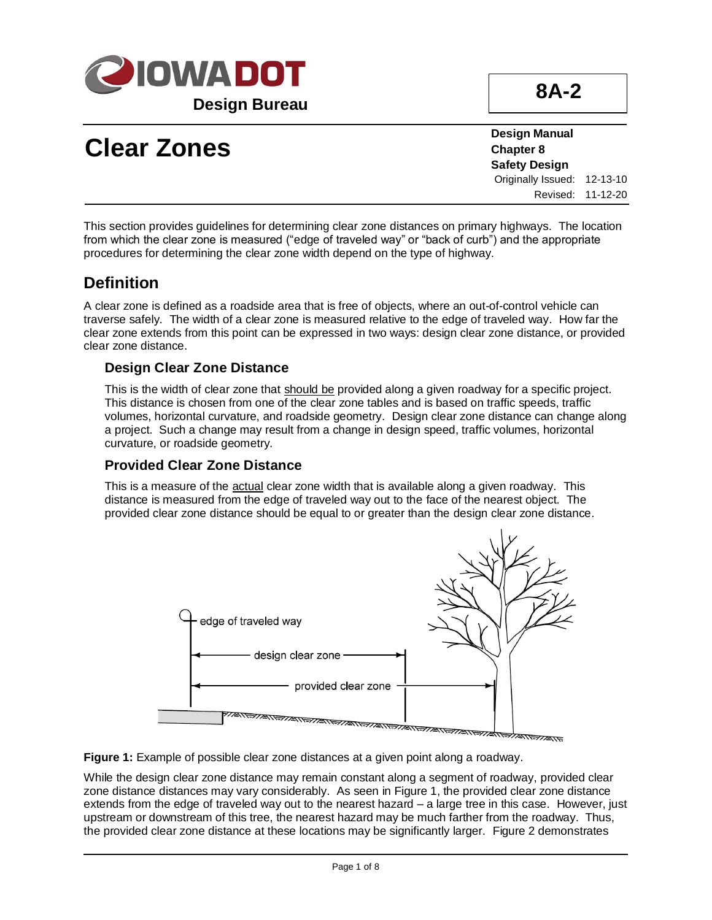Iowa DOT — Design Bureau

**8A-2**

# Clear Zones

**Design Manual**
**Chapter 8**
**Safety Design**
Originally Issued: 12-13-10
Revised: 11-12-20

This section provides guidelines for determining clear zone distances on primary highways. The location from which the clear zone is measured ("edge of traveled way" or "back of curb") and the appropriate procedures for determining the clear zone width depend on the type of highway.

## Definition

A clear zone is defined as a roadside area that is free of objects, where an out-of-control vehicle can traverse safely. The width of a clear zone is measured relative to the edge of traveled way. How far the clear zone extends from this point can be expressed in two ways: design clear zone distance, or provided clear zone distance.

### Design Clear Zone Distance

This is the width of clear zone that should be provided along a given roadway for a specific project. This distance is chosen from one of the clear zone tables and is based on traffic speeds, traffic volumes, horizontal curvature, and roadside geometry. Design clear zone distance can change along a project. Such a change may result from a change in design speed, traffic volumes, horizontal curvature, or roadside geometry.

### Provided Clear Zone Distance

This is a measure of the actual clear zone width that is available along a given roadway. This distance is measured from the edge of traveled way out to the face of the nearest object. The provided clear zone distance should be equal to or greater than the design clear zone distance.

**Figure 1:** Example of possible clear zone distances at a given point along a roadway.

While the design clear zone distance may remain constant along a segment of roadway, provided clear zone distance distances may vary considerably. As seen in Figure 1, the provided clear zone distance extends from the edge of traveled way out to the nearest hazard – a large tree in this case. However, just upstream or downstream of this tree, the nearest hazard may be much farther from the roadway. Thus, the provided clear zone distance at these locations may be significantly larger. Figure 2 demonstrates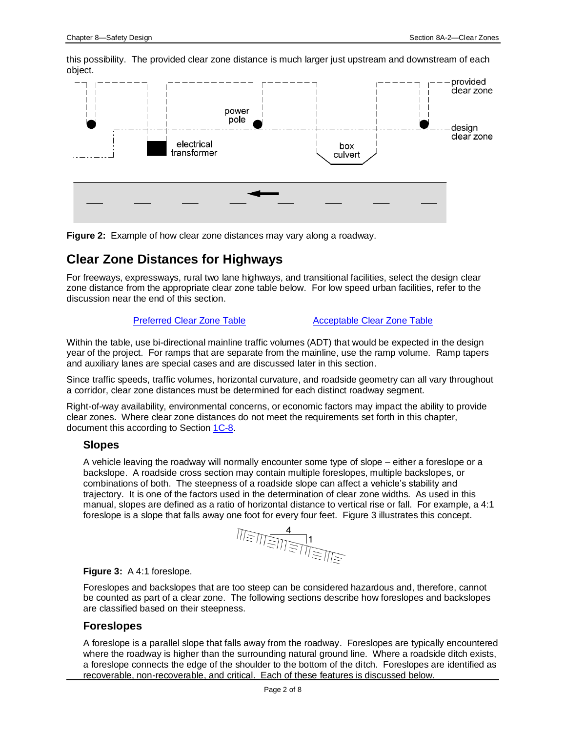this possibility. The provided clear zone distance is much larger just upstream and downstream of each object.

**Figure 2:** Example of how clear zone distances may vary along a roadway.

## Clear Zone Distances for Highways

For freeways, expressways, rural two lane highways, and transitional facilities, select the design clear zone distance from the appropriate clear zone table below. For low speed urban facilities, refer to the discussion near the end of this section.

Preferred Clear Zone Table　　　　Acceptable Clear Zone Table

Within the table, use bi-directional mainline traffic volumes (ADT) that would be expected in the design year of the project. For ramps that are separate from the mainline, use the ramp volume. Ramp tapers and auxiliary lanes are special cases and are discussed later in this section.

Since traffic speeds, traffic volumes, horizontal curvature, and roadside geometry can all vary throughout a corridor, clear zone distances must be determined for each distinct roadway segment.

Right-of-way availability, environmental concerns, or economic factors may impact the ability to provide clear zones. Where clear zone distances do not meet the requirements set forth in this chapter, document this according to Section 1C-8.

### Slopes

A vehicle leaving the roadway will normally encounter some type of slope – either a foreslope or a backslope. A roadside cross section may contain multiple foreslopes, multiple backslopes, or combinations of both. The steepness of a roadside slope can affect a vehicle's stability and trajectory. It is one of the factors used in the determination of clear zone widths. As used in this manual, slopes are defined as a ratio of horizontal distance to vertical rise or fall. For example, a 4:1 foreslope is a slope that falls away one foot for every four feet. Figure 3 illustrates this concept.

**Figure 3:** A 4:1 foreslope.

Foreslopes and backslopes that are too steep can be considered hazardous and, therefore, cannot be counted as part of a clear zone. The following sections describe how foreslopes and backslopes are classified based on their steepness.

### Foreslopes

A foreslope is a parallel slope that falls away from the roadway. Foreslopes are typically encountered where the roadway is higher than the surrounding natural ground line. Where a roadside ditch exists, a foreslope connects the edge of the shoulder to the bottom of the ditch. Foreslopes are identified as recoverable, non-recoverable, and critical. Each of these features is discussed below.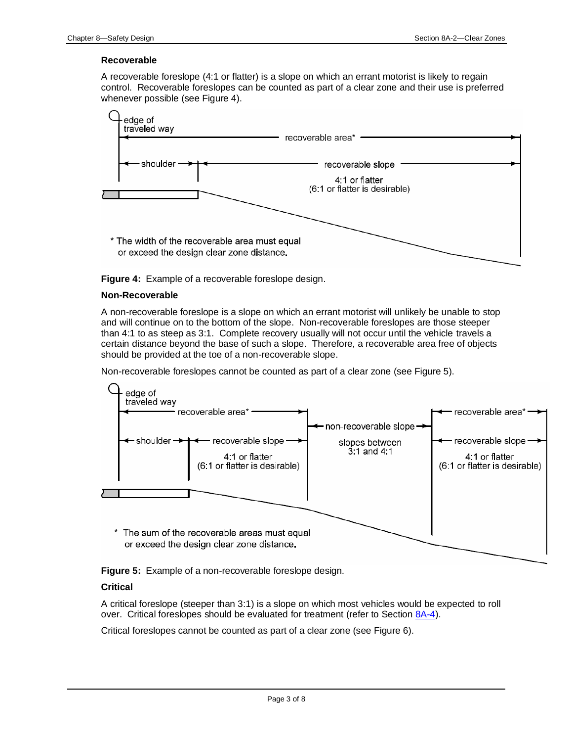### Recoverable

A recoverable foreslope (4:1 or flatter) is a slope on which an errant motorist is likely to regain control. Recoverable foreslopes can be counted as part of a clear zone and their use is preferred whenever possible (see Figure 4).

**Figure 4:** Example of a recoverable foreslope design.

### Non-Recoverable

A non-recoverable foreslope is a slope on which an errant motorist will unlikely be unable to stop and will continue on to the bottom of the slope. Non-recoverable foreslopes are those steeper than 4:1 to as steep as 3:1. Complete recovery usually will not occur until the vehicle travels a certain distance beyond the base of such a slope. Therefore, a recoverable area free of objects should be provided at the toe of a non-recoverable slope.

Non-recoverable foreslopes cannot be counted as part of a clear zone (see Figure 5).

**Figure 5:** Example of a non-recoverable foreslope design.

### Critical

A critical foreslope (steeper than 3:1) is a slope on which most vehicles would be expected to roll over. Critical foreslopes should be evaluated for treatment (refer to Section 8A-4).

Critical foreslopes cannot be counted as part of a clear zone (see Figure 6).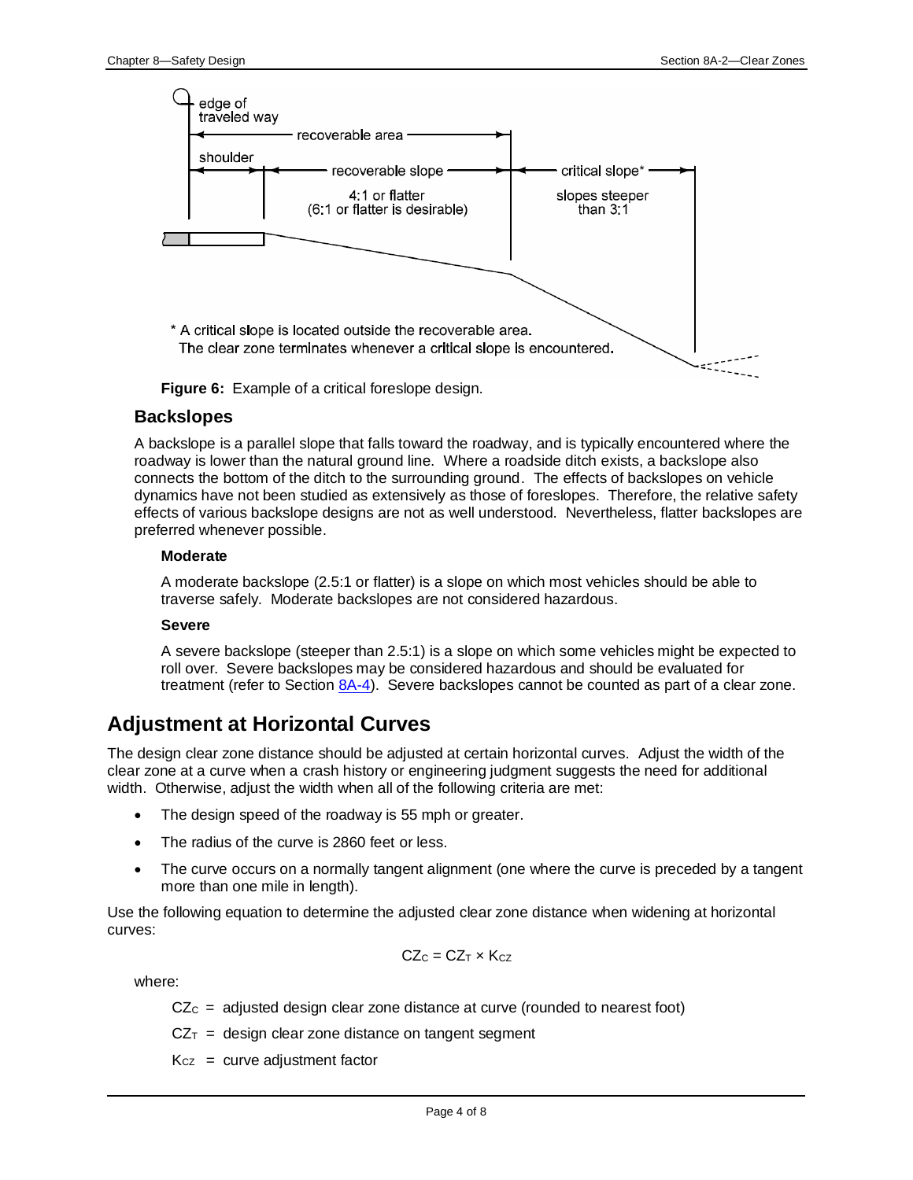edge of traveled way

recoverable area

shoulder

recoverable slope

4:1 or flatter (6:1 or flatter is desirable)

critical slope*

slopes steeper than 3:1

* A critical slope is located outside the recoverable area. The clear zone terminates whenever a critical slope is encountered.

**Figure 6:** Example of a critical foreslope design.

### Backslopes

A backslope is a parallel slope that falls toward the roadway, and is typically encountered where the roadway is lower than the natural ground line. Where a roadside ditch exists, a backslope also connects the bottom of the ditch to the surrounding ground. The effects of backslopes on vehicle dynamics have not been studied as extensively as those of foreslopes. Therefore, the relative safety effects of various backslope designs are not as well understood. Nevertheless, flatter backslopes are preferred whenever possible.

#### Moderate

A moderate backslope (2.5:1 or flatter) is a slope on which most vehicles should be able to traverse safely. Moderate backslopes are not considered hazardous.

#### Severe

A severe backslope (steeper than 2.5:1) is a slope on which some vehicles might be expected to roll over. Severe backslopes may be considered hazardous and should be evaluated for treatment (refer to Section 8A-4). Severe backslopes cannot be counted as part of a clear zone.

## Adjustment at Horizontal Curves

The design clear zone distance should be adjusted at certain horizontal curves. Adjust the width of the clear zone at a curve when a crash history or engineering judgment suggests the need for additional width. Otherwise, adjust the width when all of the following criteria are met:

- The design speed of the roadway is 55 mph or greater.
- The radius of the curve is 2860 feet or less.
- The curve occurs on a normally tangent alignment (one where the curve is preceded by a tangent more than one mile in length).

Use the following equation to determine the adjusted clear zone distance when widening at horizontal curves:

$$CZ_C = CZ_T \times K_{CZ}$$

where:

$CZ_C$ = adjusted design clear zone distance at curve (rounded to nearest foot)

$CZ_T$ = design clear zone distance on tangent segment

$K_{CZ}$ = curve adjustment factor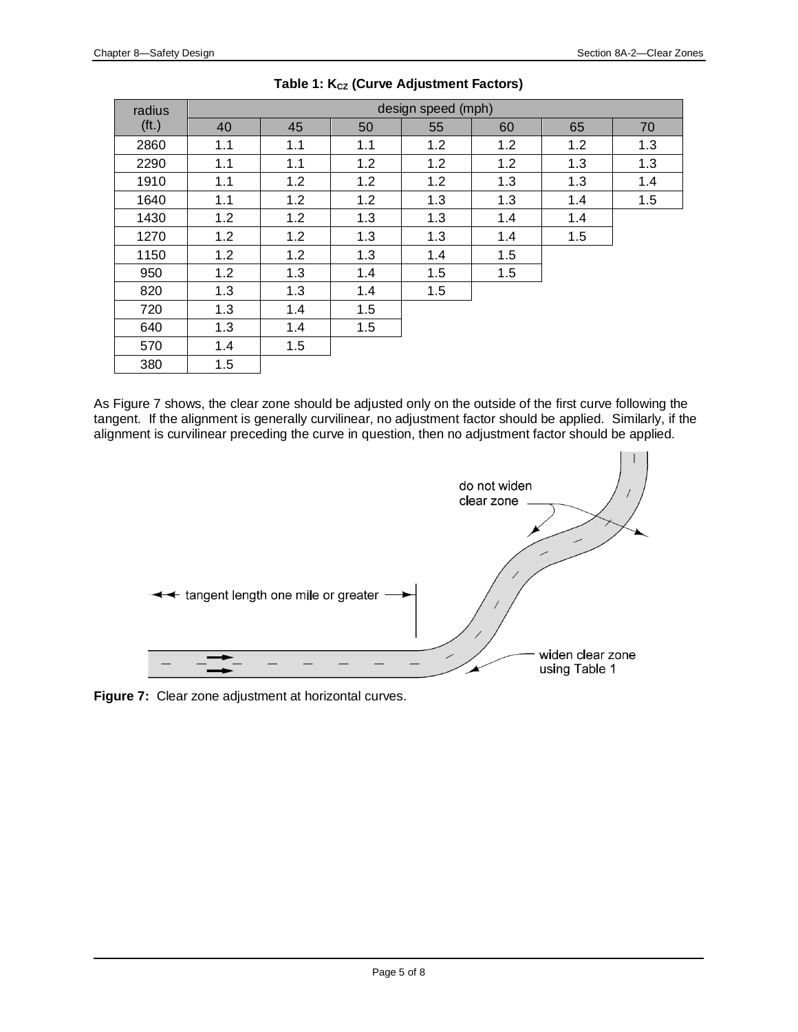**Table 1: $K_{CZ}$ (Curve Adjustment Factors)**

| radius (ft.) | design speed (mph) | | | | | | |
|---|---|---|---|---|---|---|---|
| | 40 | 45 | 50 | 55 | 60 | 65 | 70 |
| 2860 | 1.1 | 1.1 | 1.1 | 1.2 | 1.2 | 1.2 | 1.3 |
| 2290 | 1.1 | 1.1 | 1.2 | 1.2 | 1.2 | 1.3 | 1.3 |
| 1910 | 1.1 | 1.2 | 1.2 | 1.2 | 1.3 | 1.3 | 1.4 |
| 1640 | 1.1 | 1.2 | 1.2 | 1.3 | 1.3 | 1.4 | 1.5 |
| 1430 | 1.2 | 1.2 | 1.3 | 1.3 | 1.4 | 1.4 | |
| 1270 | 1.2 | 1.2 | 1.3 | 1.3 | 1.4 | 1.5 | |
| 1150 | 1.2 | 1.2 | 1.3 | 1.4 | 1.5 | | |
| 950 | 1.2 | 1.3 | 1.4 | 1.5 | 1.5 | | |
| 820 | 1.3 | 1.3 | 1.4 | 1.5 | | | |
| 720 | 1.3 | 1.4 | 1.5 | | | | |
| 640 | 1.3 | 1.4 | 1.5 | | | | |
| 570 | 1.4 | 1.5 | | | | | |
| 380 | 1.5 | | | | | | |

As Figure 7 shows, the clear zone should be adjusted only on the outside of the first curve following the tangent. If the alignment is generally curvilinear, no adjustment factor should be applied. Similarly, if the alignment is curvilinear preceding the curve in question, then no adjustment factor should be applied.

do not widen clear zone

tangent length one mile or greater

widen clear zone using Table 1

**Figure 7:** Clear zone adjustment at horizontal curves.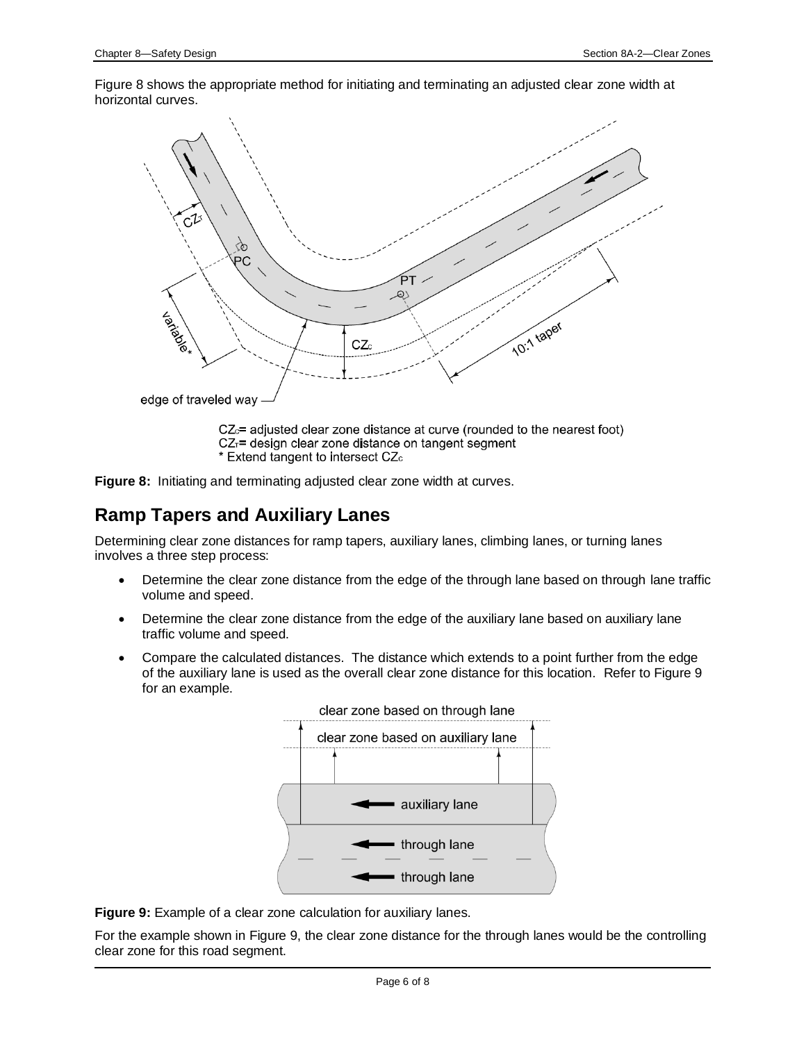Figure 8 shows the appropriate method for initiating and terminating an adjusted clear zone width at horizontal curves.

$CZ_C$= adjusted clear zone distance at curve (rounded to the nearest foot)
$CZ_T$= design clear zone distance on tangent segment
* Extend tangent to intersect $CZ_C$

**Figure 8:** Initiating and terminating adjusted clear zone width at curves.

## Ramp Tapers and Auxiliary Lanes

Determining clear zone distances for ramp tapers, auxiliary lanes, climbing lanes, or turning lanes involves a three step process:

- Determine the clear zone distance from the edge of the through lane based on through lane traffic volume and speed.
- Determine the clear zone distance from the edge of the auxiliary lane based on auxiliary lane traffic volume and speed.
- Compare the calculated distances. The distance which extends to a point further from the edge of the auxiliary lane is used as the overall clear zone distance for this location. Refer to Figure 9 for an example.

**Figure 9:** Example of a clear zone calculation for auxiliary lanes.

For the example shown in Figure 9, the clear zone distance for the through lanes would be the controlling clear zone for this road segment.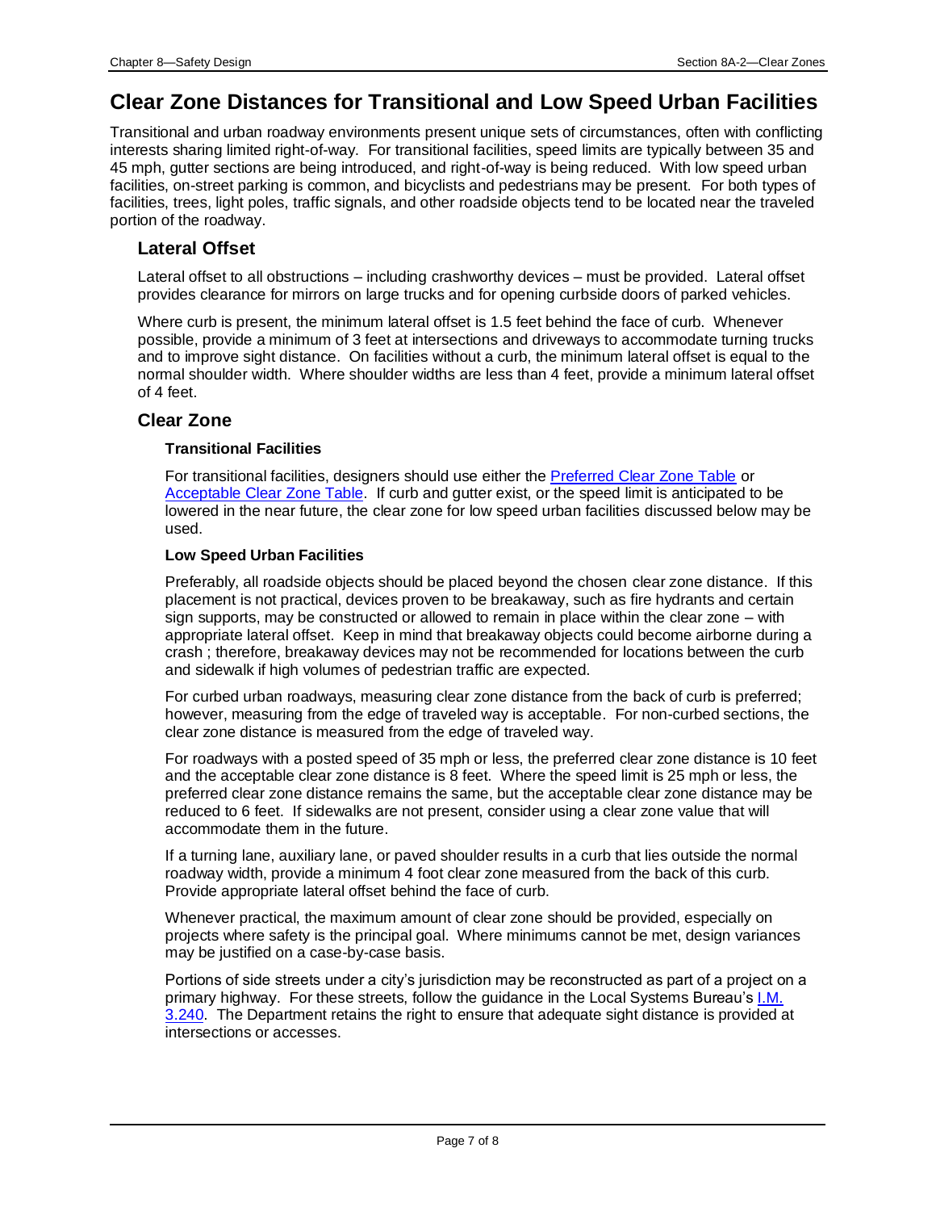# Clear Zone Distances for Transitional and Low Speed Urban Facilities

Transitional and urban roadway environments present unique sets of circumstances, often with conflicting interests sharing limited right-of-way. For transitional facilities, speed limits are typically between 35 and 45 mph, gutter sections are being introduced, and right-of-way is being reduced. With low speed urban facilities, on-street parking is common, and bicyclists and pedestrians may be present. For both types of facilities, trees, light poles, traffic signals, and other roadside objects tend to be located near the traveled portion of the roadway.

## Lateral Offset

Lateral offset to all obstructions – including crashworthy devices – must be provided. Lateral offset provides clearance for mirrors on large trucks and for opening curbside doors of parked vehicles.

Where curb is present, the minimum lateral offset is 1.5 feet behind the face of curb. Whenever possible, provide a minimum of 3 feet at intersections and driveways to accommodate turning trucks and to improve sight distance. On facilities without a curb, the minimum lateral offset is equal to the normal shoulder width. Where shoulder widths are less than 4 feet, provide a minimum lateral offset of 4 feet.

## Clear Zone

### Transitional Facilities

For transitional facilities, designers should use either the Preferred Clear Zone Table or Acceptable Clear Zone Table. If curb and gutter exist, or the speed limit is anticipated to be lowered in the near future, the clear zone for low speed urban facilities discussed below may be used.

### Low Speed Urban Facilities

Preferably, all roadside objects should be placed beyond the chosen clear zone distance. If this placement is not practical, devices proven to be breakaway, such as fire hydrants and certain sign supports, may be constructed or allowed to remain in place within the clear zone – with appropriate lateral offset. Keep in mind that breakaway objects could become airborne during a crash ; therefore, breakaway devices may not be recommended for locations between the curb and sidewalk if high volumes of pedestrian traffic are expected.

For curbed urban roadways, measuring clear zone distance from the back of curb is preferred; however, measuring from the edge of traveled way is acceptable. For non-curbed sections, the clear zone distance is measured from the edge of traveled way.

For roadways with a posted speed of 35 mph or less, the preferred clear zone distance is 10 feet and the acceptable clear zone distance is 8 feet. Where the speed limit is 25 mph or less, the preferred clear zone distance remains the same, but the acceptable clear zone distance may be reduced to 6 feet. If sidewalks are not present, consider using a clear zone value that will accommodate them in the future.

If a turning lane, auxiliary lane, or paved shoulder results in a curb that lies outside the normal roadway width, provide a minimum 4 foot clear zone measured from the back of this curb. Provide appropriate lateral offset behind the face of curb.

Whenever practical, the maximum amount of clear zone should be provided, especially on projects where safety is the principal goal. Where minimums cannot be met, design variances may be justified on a case-by-case basis.

Portions of side streets under a city's jurisdiction may be reconstructed as part of a project on a primary highway. For these streets, follow the guidance in the Local Systems Bureau's I.M. 3.240. The Department retains the right to ensure that adequate sight distance is provided at intersections or accesses.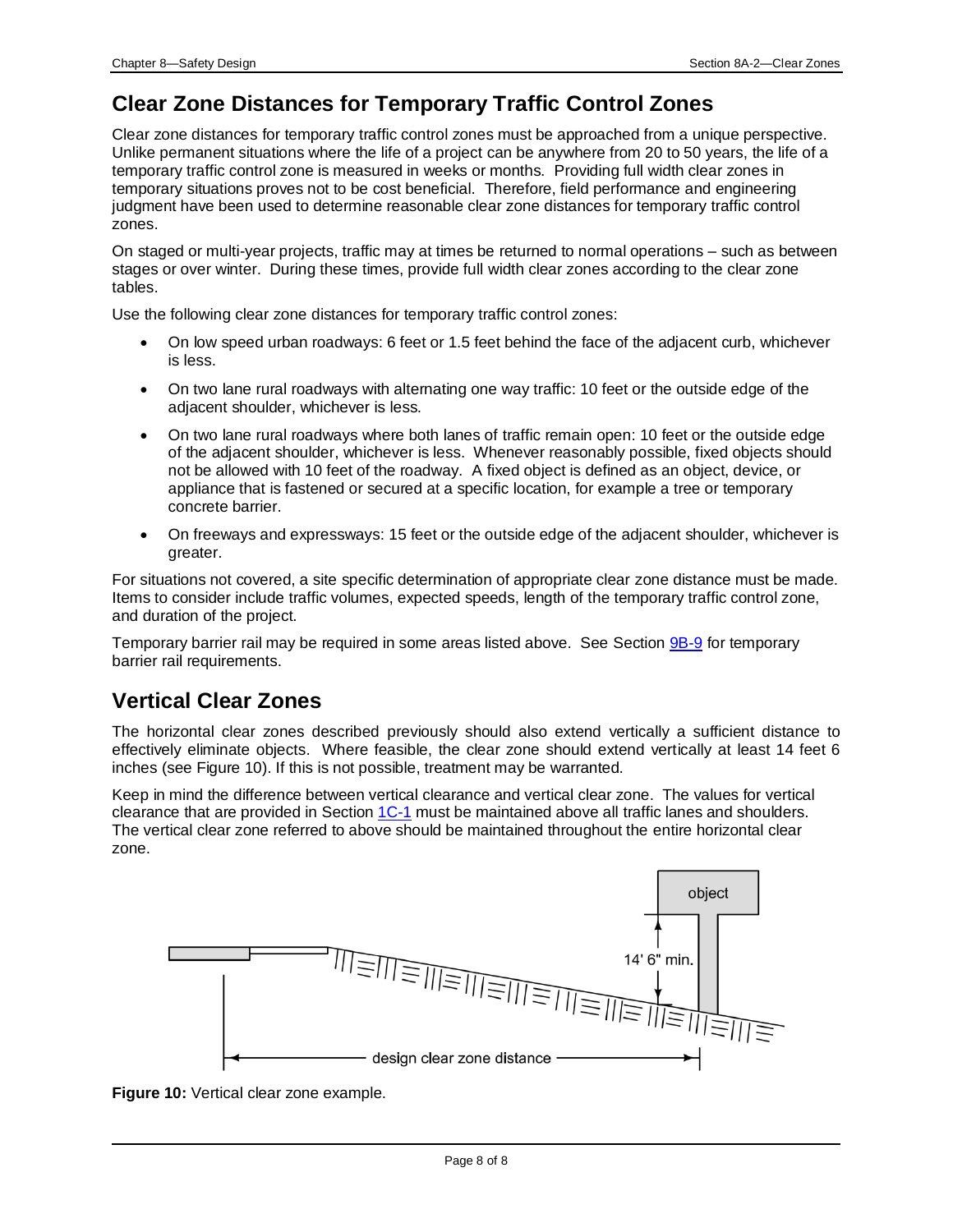## Clear Zone Distances for Temporary Traffic Control Zones

Clear zone distances for temporary traffic control zones must be approached from a unique perspective. Unlike permanent situations where the life of a project can be anywhere from 20 to 50 years, the life of a temporary traffic control zone is measured in weeks or months. Providing full width clear zones in temporary situations proves not to be cost beneficial. Therefore, field performance and engineering judgment have been used to determine reasonable clear zone distances for temporary traffic control zones.

On staged or multi-year projects, traffic may at times be returned to normal operations – such as between stages or over winter. During these times, provide full width clear zones according to the clear zone tables.

Use the following clear zone distances for temporary traffic control zones:

- On low speed urban roadways: 6 feet or 1.5 feet behind the face of the adjacent curb, whichever is less.
- On two lane rural roadways with alternating one way traffic: 10 feet or the outside edge of the adjacent shoulder, whichever is less.
- On two lane rural roadways where both lanes of traffic remain open: 10 feet or the outside edge of the adjacent shoulder, whichever is less. Whenever reasonably possible, fixed objects should not be allowed with 10 feet of the roadway. A fixed object is defined as an object, device, or appliance that is fastened or secured at a specific location, for example a tree or temporary concrete barrier.
- On freeways and expressways: 15 feet or the outside edge of the adjacent shoulder, whichever is greater.

For situations not covered, a site specific determination of appropriate clear zone distance must be made. Items to consider include traffic volumes, expected speeds, length of the temporary traffic control zone, and duration of the project.

Temporary barrier rail may be required in some areas listed above. See Section 9B-9 for temporary barrier rail requirements.

## Vertical Clear Zones

The horizontal clear zones described previously should also extend vertically a sufficient distance to effectively eliminate objects. Where feasible, the clear zone should extend vertically at least 14 feet 6 inches (see Figure 10). If this is not possible, treatment may be warranted.

Keep in mind the difference between vertical clearance and vertical clear zone. The values for vertical clearance that are provided in Section 1C-1 must be maintained above all traffic lanes and shoulders. The vertical clear zone referred to above should be maintained throughout the entire horizontal clear zone.

**Figure 10:** Vertical clear zone example.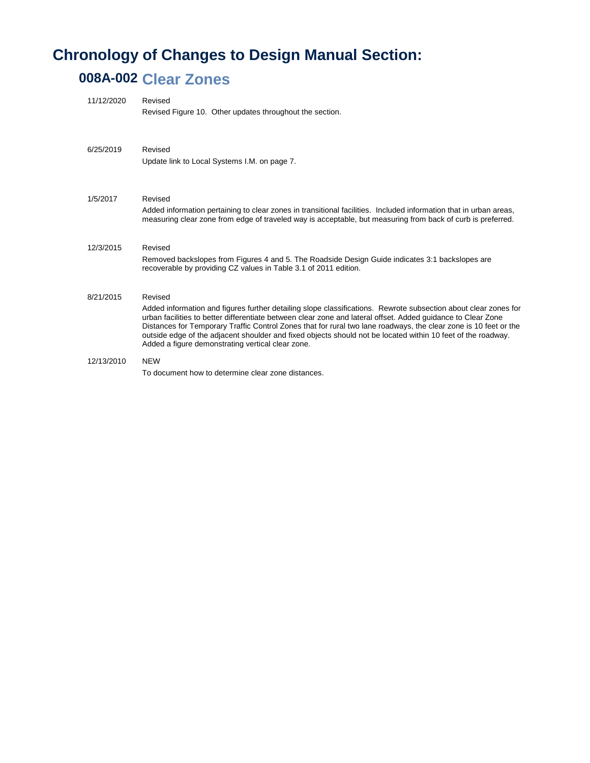# Chronology of Changes to Design Manual Section:

## 008A-002 Clear Zones

11/12/2020 Revised

Revised Figure 10. Other updates throughout the section.

6/25/2019 Revised

Update link to Local Systems I.M. on page 7.

1/5/2017 Revised

Added information pertaining to clear zones in transitional facilities. Included information that in urban areas, measuring clear zone from edge of traveled way is acceptable, but measuring from back of curb is preferred.

12/3/2015 Revised

Removed backslopes from Figures 4 and 5. The Roadside Design Guide indicates 3:1 backslopes are recoverable by providing CZ values in Table 3.1 of 2011 edition.

8/21/2015 Revised

Added information and figures further detailing slope classifications. Rewrote subsection about clear zones for urban facilities to better differentiate between clear zone and lateral offset. Added guidance to Clear Zone Distances for Temporary Traffic Control Zones that for rural two lane roadways, the clear zone is 10 feet or the outside edge of the adjacent shoulder and fixed objects should not be located within 10 feet of the roadway. Added a figure demonstrating vertical clear zone.

12/13/2010 NEW

To document how to determine clear zone distances.